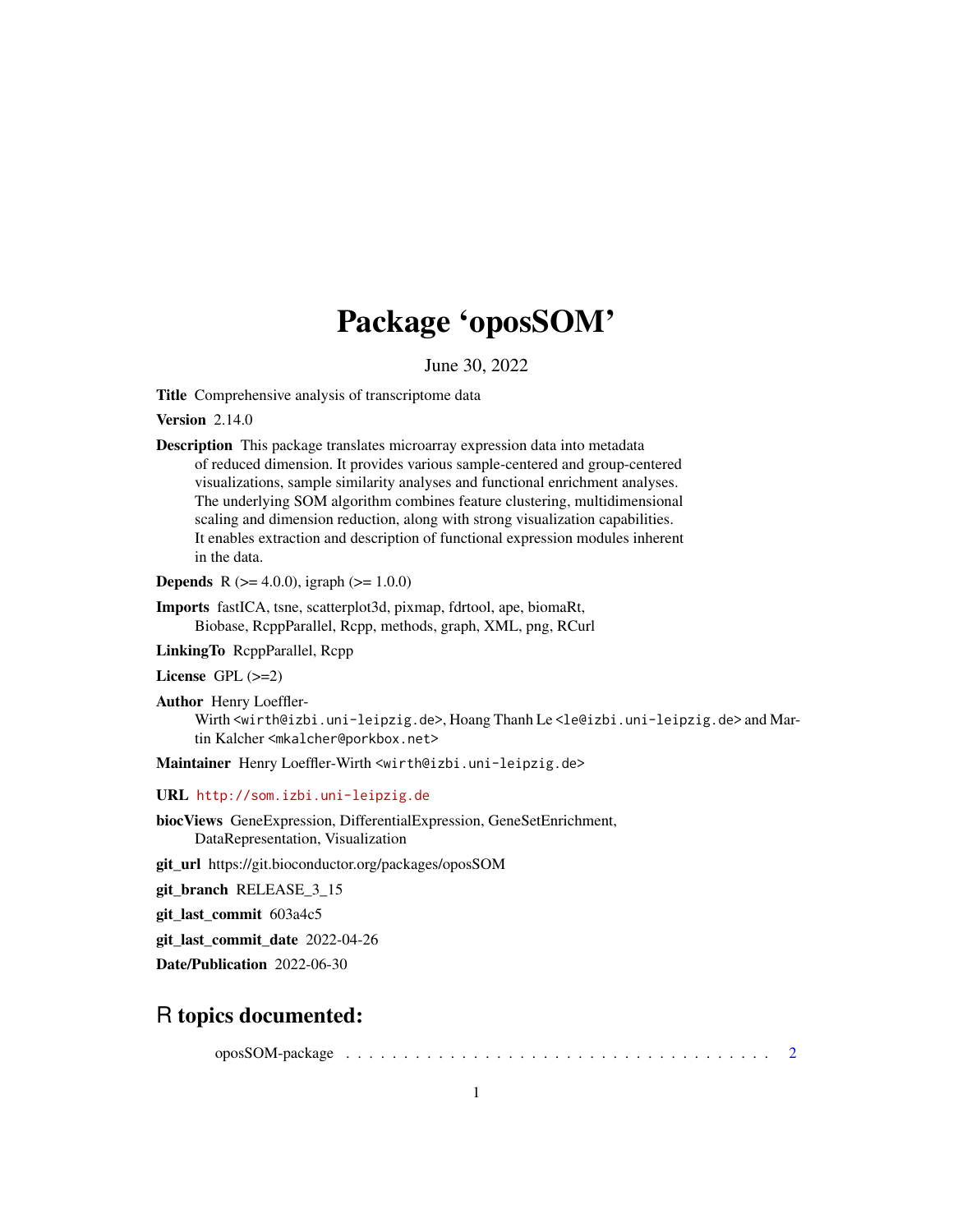# Package 'oposSOM'

June 30, 2022

**Title** Comprehensive analysis of transcriptome data

**Version** 2.14.0

**Description** This package translates microarray expression data into metadata of reduced dimension. It provides various sample-centered and group-centered visualizations, sample similarity analyses and functional enrichment analyses. The underlying SOM algorithm combines feature clustering, multidimensional scaling and dimension reduction, along with strong visualization capabilities. It enables extraction and description of functional expression modules inherent in the data.

**Depends** R (>= 4.0.0), igraph (>= 1.0.0)

**Imports** fastICA, tsne, scatterplot3d, pixmap, fdrtool, ape, biomaRt, Biobase, RcppParallel, Rcpp, methods, graph, XML, png, RCurl

**LinkingTo** RcppParallel, Rcpp

**License** GPL (>=2)

**Author** Henry Loeffler-Wirth <wirth@izbi.uni-leipzig.de>, Hoang Thanh Le <le@izbi.uni-leipzig.de> and Martin Kalcher <mkalcher@porkbox.net>

**Maintainer** Henry Loeffler-Wirth <wirth@izbi.uni-leipzig.de>

**URL** http://som.izbi.uni-leipzig.de

**biocViews** GeneExpression, DifferentialExpression, GeneSetEnrichment, DataRepresentation, Visualization

**git_url** https://git.bioconductor.org/packages/oposSOM

**git_branch** RELEASE_3_15

**git_last_commit** 603a4c5

**git_last_commit_date** 2022-04-26

**Date/Publication** 2022-06-30

## R topics documented:

oposSOM-package . . . . . . . . . . . . . . . . . . . . . . . . . . . . . . . . . . . . . . 2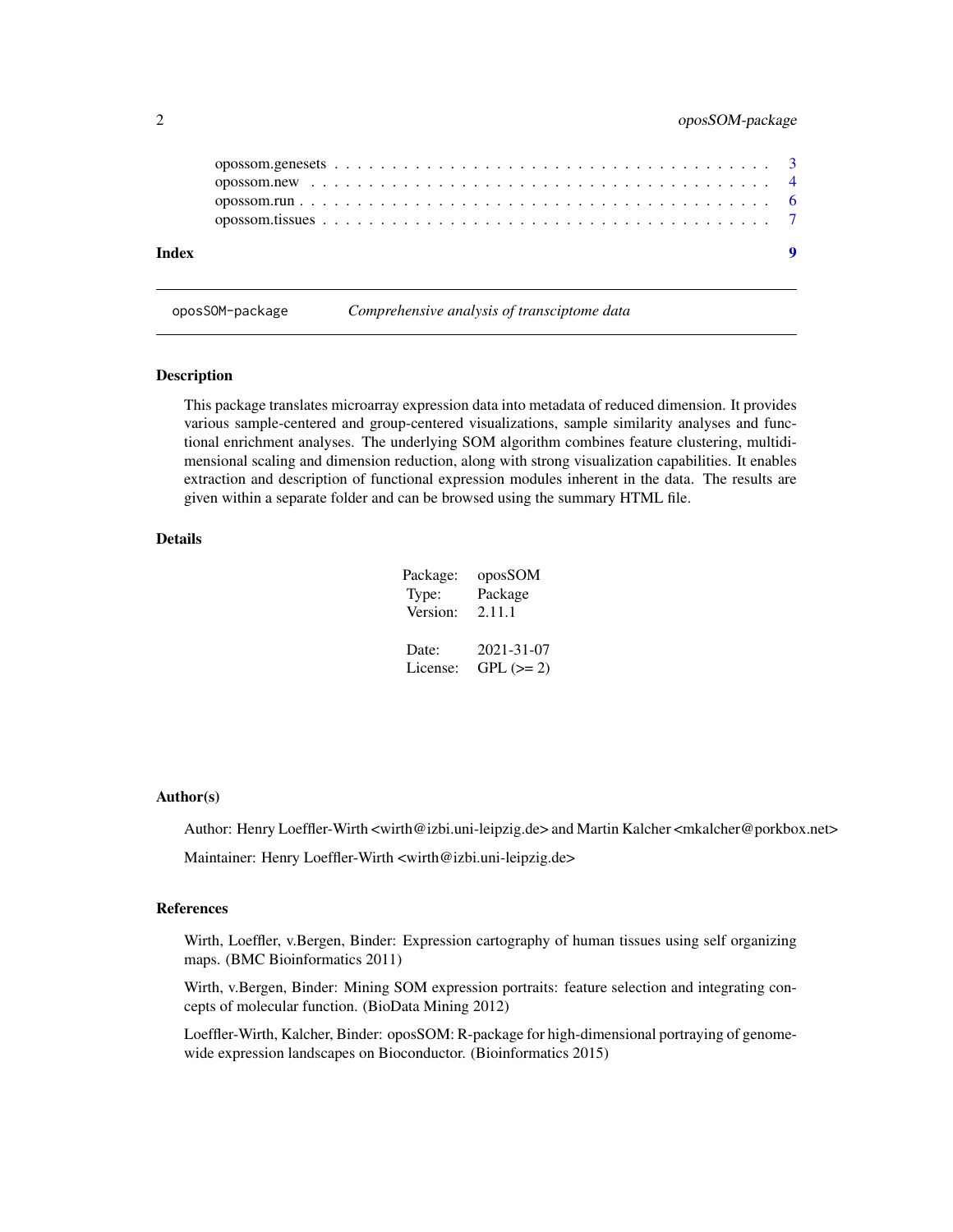opossom.genesets . . . . . . . . . . . . . . . . . . . . . . . . . . . . . . . . . . . . 3
opossom.new . . . . . . . . . . . . . . . . . . . . . . . . . . . . . . . . . . . . . . . 4
opossom.run . . . . . . . . . . . . . . . . . . . . . . . . . . . . . . . . . . . . . . . 6
opossom.tissues . . . . . . . . . . . . . . . . . . . . . . . . . . . . . . . . . . . . . 7

**Index** **9**

---

`oposSOM-package` *Comprehensive analysis of transciptome data*

---

### Description

This package translates microarray expression data into metadata of reduced dimension. It provides various sample-centered and group-centered visualizations, sample similarity analyses and functional enrichment analyses. The underlying SOM algorithm combines feature clustering, multidimensional scaling and dimension reduction, along with strong visualization capabilities. It enables extraction and description of functional expression modules inherent in the data. The results are given within a separate folder and can be browsed using the summary HTML file.

### Details

| | |
|---|---|
| Package: | oposSOM |
| Type: | Package |
| Version: | 2.11.1 |
| | |
| Date: | 2021-31-07 |
| License: | GPL (>= 2) |

### Author(s)

Author: Henry Loeffler-Wirth <wirth@izbi.uni-leipzig.de> and Martin Kalcher <mkalcher@porkbox.net>

Maintainer: Henry Loeffler-Wirth <wirth@izbi.uni-leipzig.de>

### References

Wirth, Loeffler, v.Bergen, Binder: Expression cartography of human tissues using self organizing maps. (BMC Bioinformatics 2011)

Wirth, v.Bergen, Binder: Mining SOM expression portraits: feature selection and integrating concepts of molecular function. (BioData Mining 2012)

Loeffler-Wirth, Kalcher, Binder: oposSOM: R-package for high-dimensional portraying of genome-wide expression landscapes on Bioconductor. (Bioinformatics 2015)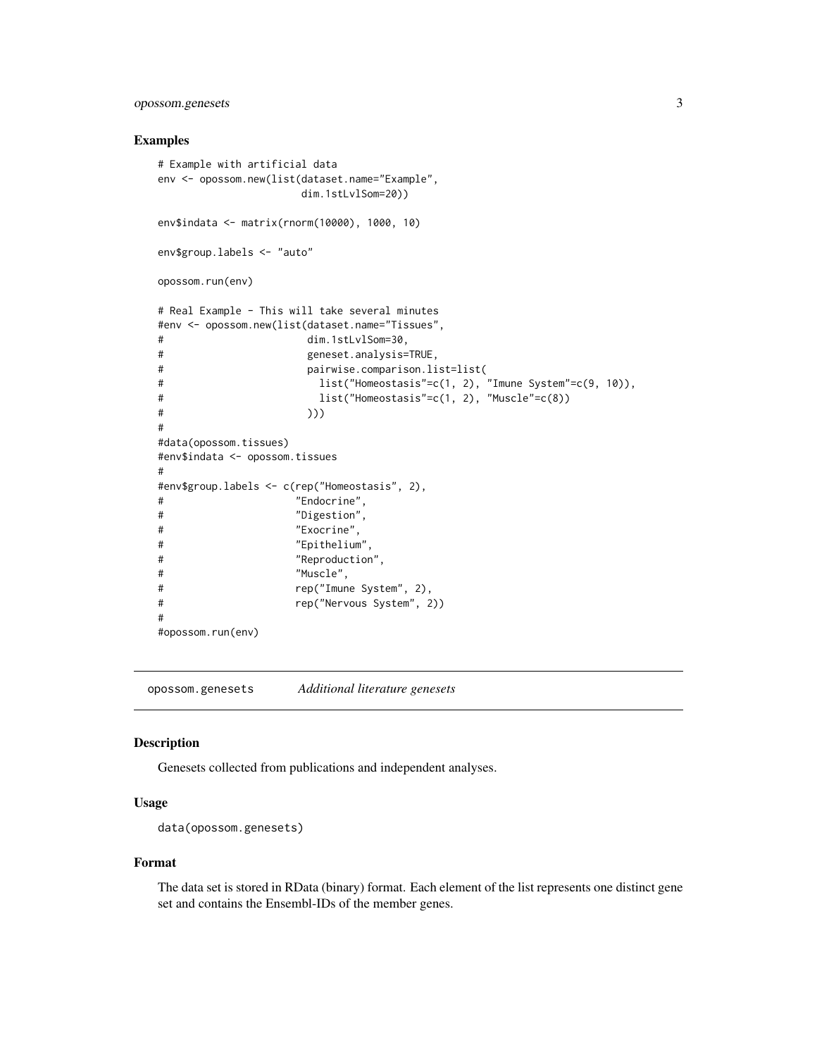### Examples

```
# Example with artificial data
env <- opossom.new(list(dataset.name="Example",
                        dim.1stLvlSom=20))

env$indata <- matrix(rnorm(10000), 1000, 10)

env$group.labels <- "auto"

opossom.run(env)

# Real Example - This will take several minutes
#env <- opossom.new(list(dataset.name="Tissues",
#                        dim.1stLvlSom=30,
#                        geneset.analysis=TRUE,
#                        pairwise.comparison.list=list(
#                          list("Homeostasis"=c(1, 2), "Imune System"=c(9, 10)),
#                          list("Homeostasis"=c(1, 2), "Muscle"=c(8))
#                        )))
#
#data(opossom.tissues)
#env$indata <- opossom.tissues
#
#env$group.labels <- c(rep("Homeostasis", 2),
#                      "Endocrine",
#                      "Digestion",
#                      "Exocrine",
#                      "Epithelium",
#                      "Reproduction",
#                      "Muscle",
#                      rep("Imune System", 2),
#                      rep("Nervous System", 2))
#
#opossom.run(env)
```

---

## opossom.genesets — *Additional literature genesets*

### Description

Genesets collected from publications and independent analyses.

### Usage

```
data(opossom.genesets)
```

### Format

The data set is stored in RData (binary) format. Each element of the list represents one distinct gene set and contains the Ensembl-IDs of the member genes.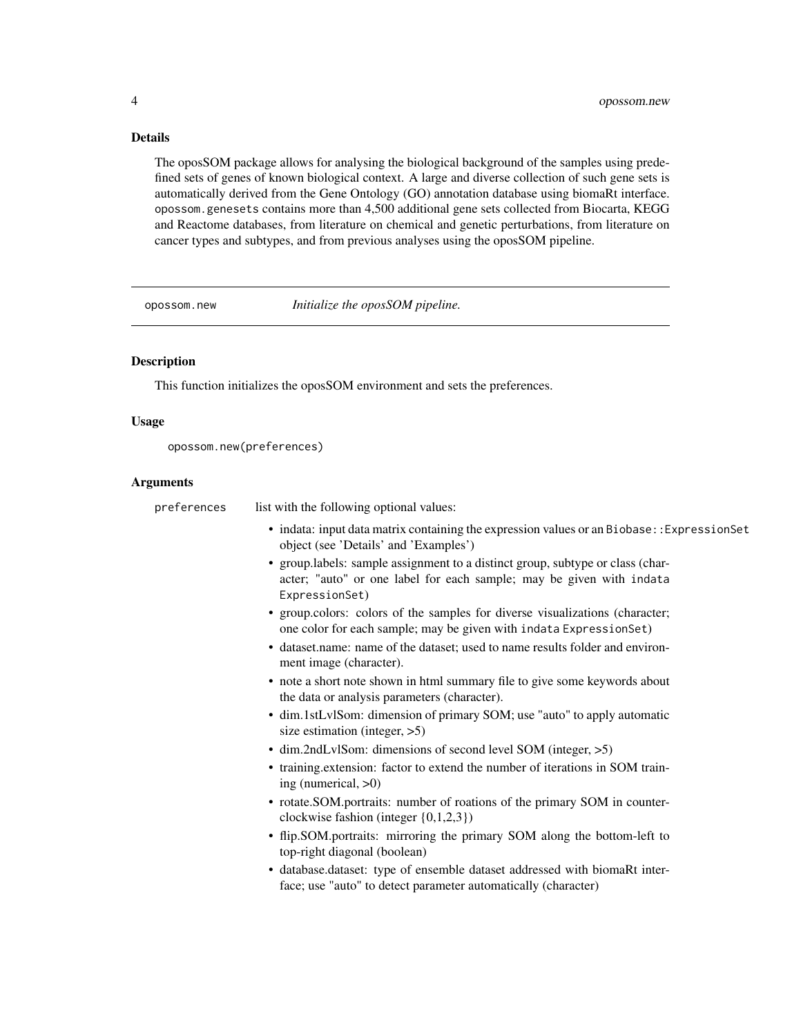### Details

The oposSOM package allows for analysing the biological background of the samples using predefined sets of genes of known biological context. A large and diverse collection of such gene sets is automatically derived from the Gene Ontology (GO) annotation database using biomaRt interface. `opossom.genesets` contains more than 4,500 additional gene sets collected from Biocarta, KEGG and Reactome databases, from literature on chemical and genetic perturbations, from literature on cancer types and subtypes, and from previous analyses using the oposSOM pipeline.

---

## `opossom.new` — *Initialize the oposSOM pipeline.*

---

### Description

This function initializes the oposSOM environment and sets the preferences.

### Usage

```
opossom.new(preferences)
```

### Arguments

`preferences` list with the following optional values:

- indata: input data matrix containing the expression values or an `Biobase::ExpressionSet` object (see 'Details' and 'Examples')
- group.labels: sample assignment to a distinct group, subtype or class (character; "auto" or one label for each sample; may be given with `indata ExpressionSet`)
- group.colors: colors of the samples for diverse visualizations (character; one color for each sample; may be given with `indata ExpressionSet`)
- dataset.name: name of the dataset; used to name results folder and environment image (character).
- note a short note shown in html summary file to give some keywords about the data or analysis parameters (character).
- dim.1stLvlSom: dimension of primary SOM; use "auto" to apply automatic size estimation (integer, >5)
- dim.2ndLvlSom: dimensions of second level SOM (integer, >5)
- training.extension: factor to extend the number of iterations in SOM training (numerical, >0)
- rotate.SOM.portraits: number of roations of the primary SOM in counterclockwise fashion (integer {0,1,2,3})
- flip.SOM.portraits: mirroring the primary SOM along the bottom-left to top-right diagonal (boolean)
- database.dataset: type of ensemble dataset addressed with biomaRt interface; use "auto" to detect parameter automatically (character)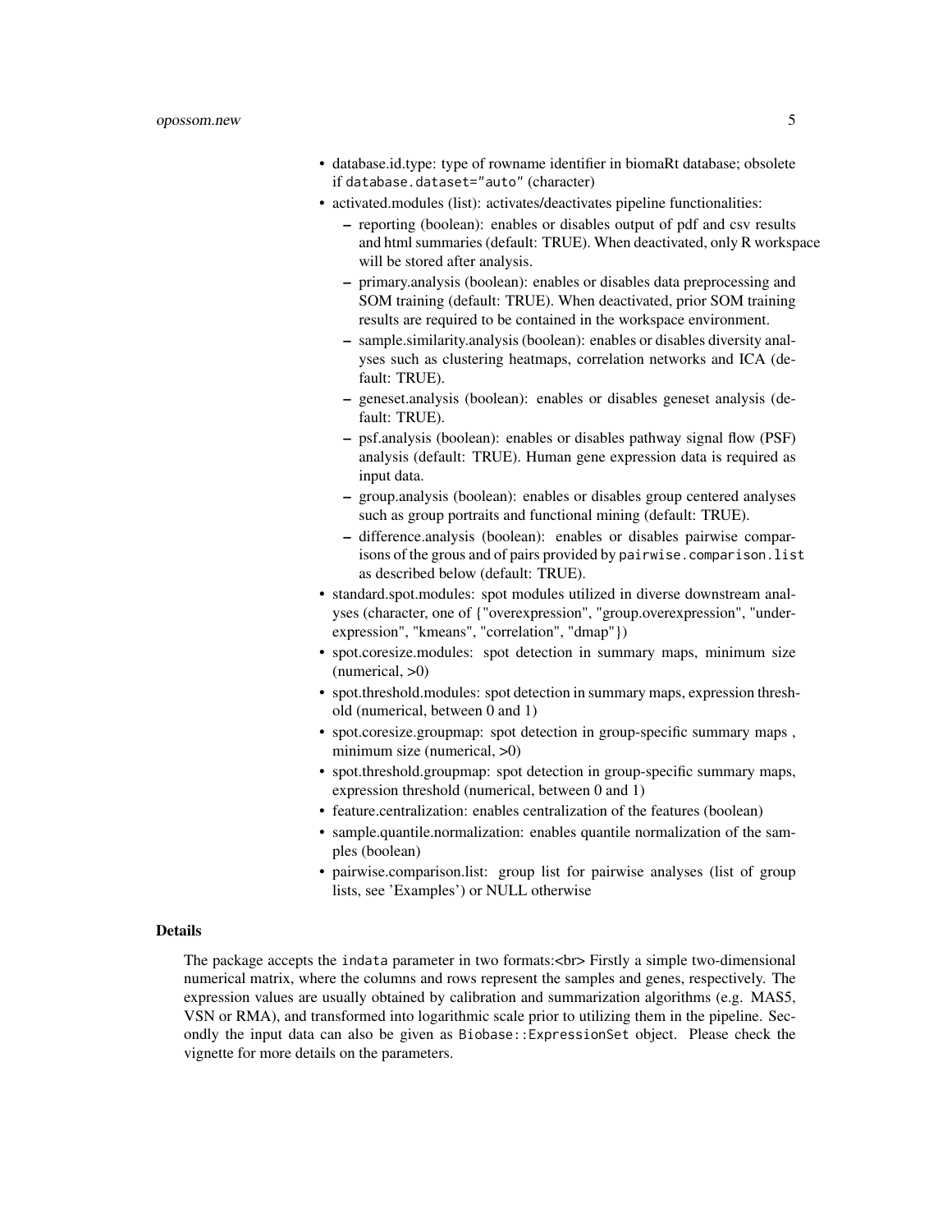- database.id.type: type of rowname identifier in biomaRt database; obsolete if `database.dataset="auto"` (character)
- activated.modules (list): activates/deactivates pipeline functionalities:
  - reporting (boolean): enables or disables output of pdf and csv results and html summaries (default: TRUE). When deactivated, only R workspace will be stored after analysis.
  - primary.analysis (boolean): enables or disables data preprocessing and SOM training (default: TRUE). When deactivated, prior SOM training results are required to be contained in the workspace environment.
  - sample.similarity.analysis (boolean): enables or disables diversity analyses such as clustering heatmaps, correlation networks and ICA (default: TRUE).
  - geneset.analysis (boolean): enables or disables geneset analysis (default: TRUE).
  - psf.analysis (boolean): enables or disables pathway signal flow (PSF) analysis (default: TRUE). Human gene expression data is required as input data.
  - group.analysis (boolean): enables or disables group centered analyses such as group portraits and functional mining (default: TRUE).
  - difference.analysis (boolean): enables or disables pairwise comparisons of the grous and of pairs provided by `pairwise.comparison.list` as described below (default: TRUE).
- standard.spot.modules: spot modules utilized in diverse downstream analyses (character, one of {"overexpression", "group.overexpression", "underexpression", "kmeans", "correlation", "dmap"})
- spot.coresize.modules: spot detection in summary maps, minimum size (numerical, >0)
- spot.threshold.modules: spot detection in summary maps, expression threshold (numerical, between 0 and 1)
- spot.coresize.groupmap: spot detection in group-specific summary maps , minimum size (numerical, >0)
- spot.threshold.groupmap: spot detection in group-specific summary maps, expression threshold (numerical, between 0 and 1)
- feature.centralization: enables centralization of the features (boolean)
- sample.quantile.normalization: enables quantile normalization of the samples (boolean)
- pairwise.comparison.list: group list for pairwise analyses (list of group lists, see 'Examples') or NULL otherwise

## Details

The package accepts the `indata` parameter in two formats:<br> Firstly a simple two-dimensional numerical matrix, where the columns and rows represent the samples and genes, respectively. The expression values are usually obtained by calibration and summarization algorithms (e.g. MAS5, VSN or RMA), and transformed into logarithmic scale prior to utilizing them in the pipeline. Secondly the input data can also be given as `Biobase::ExpressionSet` object. Please check the vignette for more details on the parameters.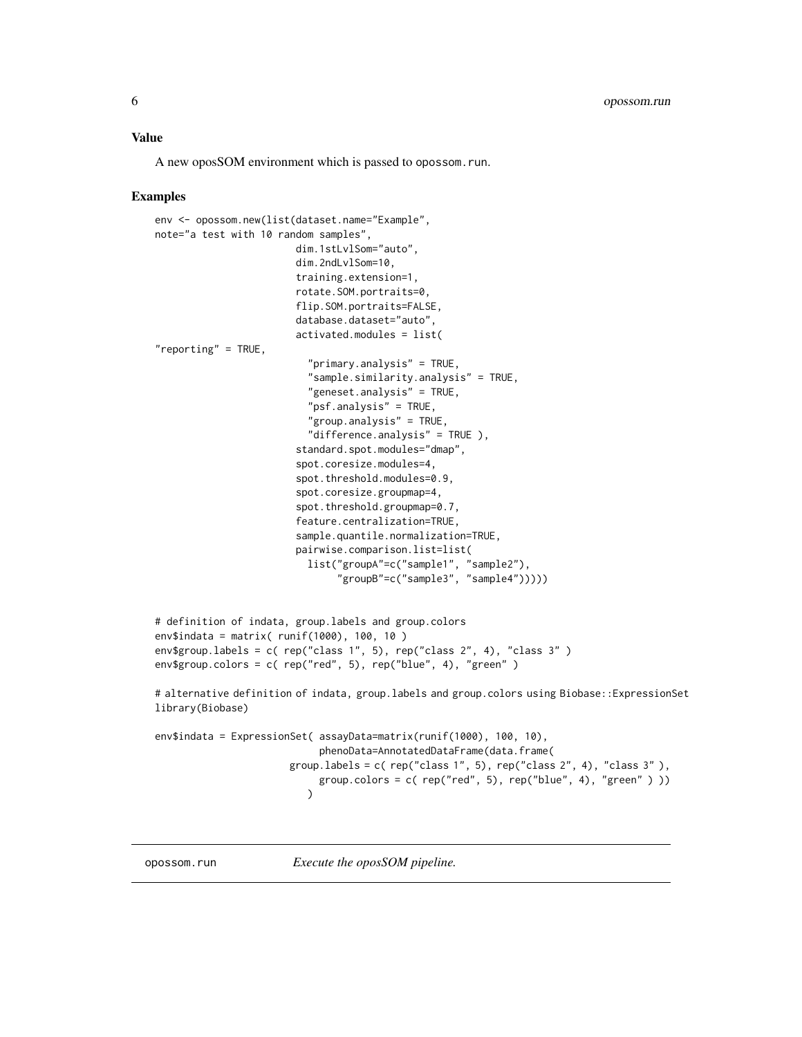### Value

A new oposSOM environment which is passed to `opossom.run`.

### Examples

```
env <- opossom.new(list(dataset.name="Example",
note="a test with 10 random samples",
                        dim.1stLvlSom="auto",
                        dim.2ndLvlSom=10,
                        training.extension=1,
                        rotate.SOM.portraits=0,
                        flip.SOM.portraits=FALSE,
                        database.dataset="auto",
                        activated.modules = list(
"reporting" = TRUE,
                          "primary.analysis" = TRUE,
                          "sample.similarity.analysis" = TRUE,
                          "geneset.analysis" = TRUE,
                          "psf.analysis" = TRUE,
                          "group.analysis" = TRUE,
                          "difference.analysis" = TRUE ),
                        standard.spot.modules="dmap",
                        spot.coresize.modules=4,
                        spot.threshold.modules=0.9,
                        spot.coresize.groupmap=4,
                        spot.threshold.groupmap=0.7,
                        feature.centralization=TRUE,
                        sample.quantile.normalization=TRUE,
                        pairwise.comparison.list=list(
                          list("groupA"=c("sample1", "sample2"),
                               "groupB"=c("sample3", "sample4")))))


# definition of indata, group.labels and group.colors
env$indata = matrix( runif(1000), 100, 10 )
env$group.labels = c( rep("class 1", 5), rep("class 2", 4), "class 3" )
env$group.colors = c( rep("red", 5), rep("blue", 4), "green" )

# alternative definition of indata, group.labels and group.colors using Biobase::ExpressionSet
library(Biobase)

env$indata = ExpressionSet( assayData=matrix(runif(1000), 100, 10),
                            phenoData=AnnotatedDataFrame(data.frame(
                       group.labels = c( rep("class 1", 5), rep("class 2", 4), "class 3" ),
                            group.colors = c( rep("red", 5), rep("blue", 4), "green" ) ))
                          )
```

---

## opossom.run — *Execute the oposSOM pipeline.*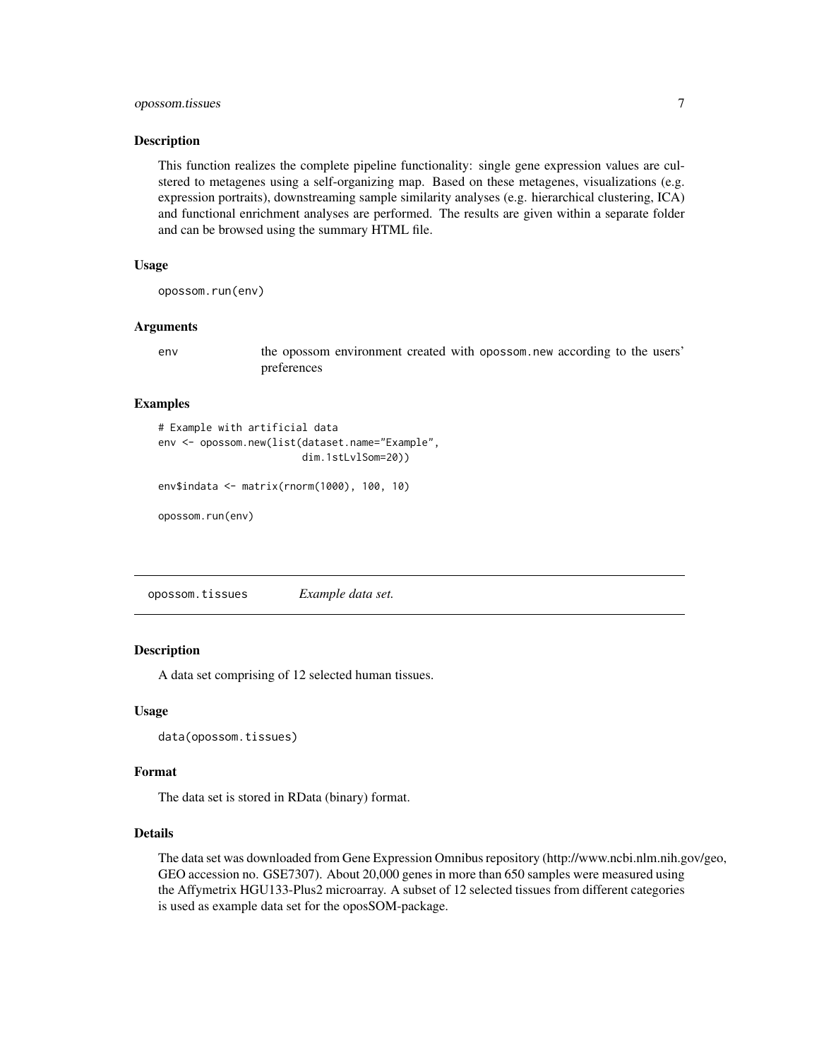## Description

This function realizes the complete pipeline functionality: single gene expression values are clustered to metagenes using a self-organizing map. Based on these metagenes, visualizations (e.g. expression portraits), downstreaming sample similarity analyses (e.g. hierarchical clustering, ICA) and functional enrichment analyses are performed. The results are given within a separate folder and can be browsed using the summary HTML file.

## Usage

```
opossom.run(env)
```

## Arguments

env the opossom environment created with opossom.new according to the users' preferences

## Examples

```
# Example with artificial data
env <- opossom.new(list(dataset.name="Example",
                        dim.1stLvlSom=20))

env$indata <- matrix(rnorm(1000), 100, 10)

opossom.run(env)
```

---

# opossom.tissues *Example data set.*

---

## Description

A data set comprising of 12 selected human tissues.

## Usage

```
data(opossom.tissues)
```

## Format

The data set is stored in RData (binary) format.

## Details

The data set was downloaded from Gene Expression Omnibus repository (http://www.ncbi.nlm.nih.gov/geo, GEO accession no. GSE7307). About 20,000 genes in more than 650 samples were measured using the Affymetrix HGU133-Plus2 microarray. A subset of 12 selected tissues from different categories is used as example data set for the oposSOM-package.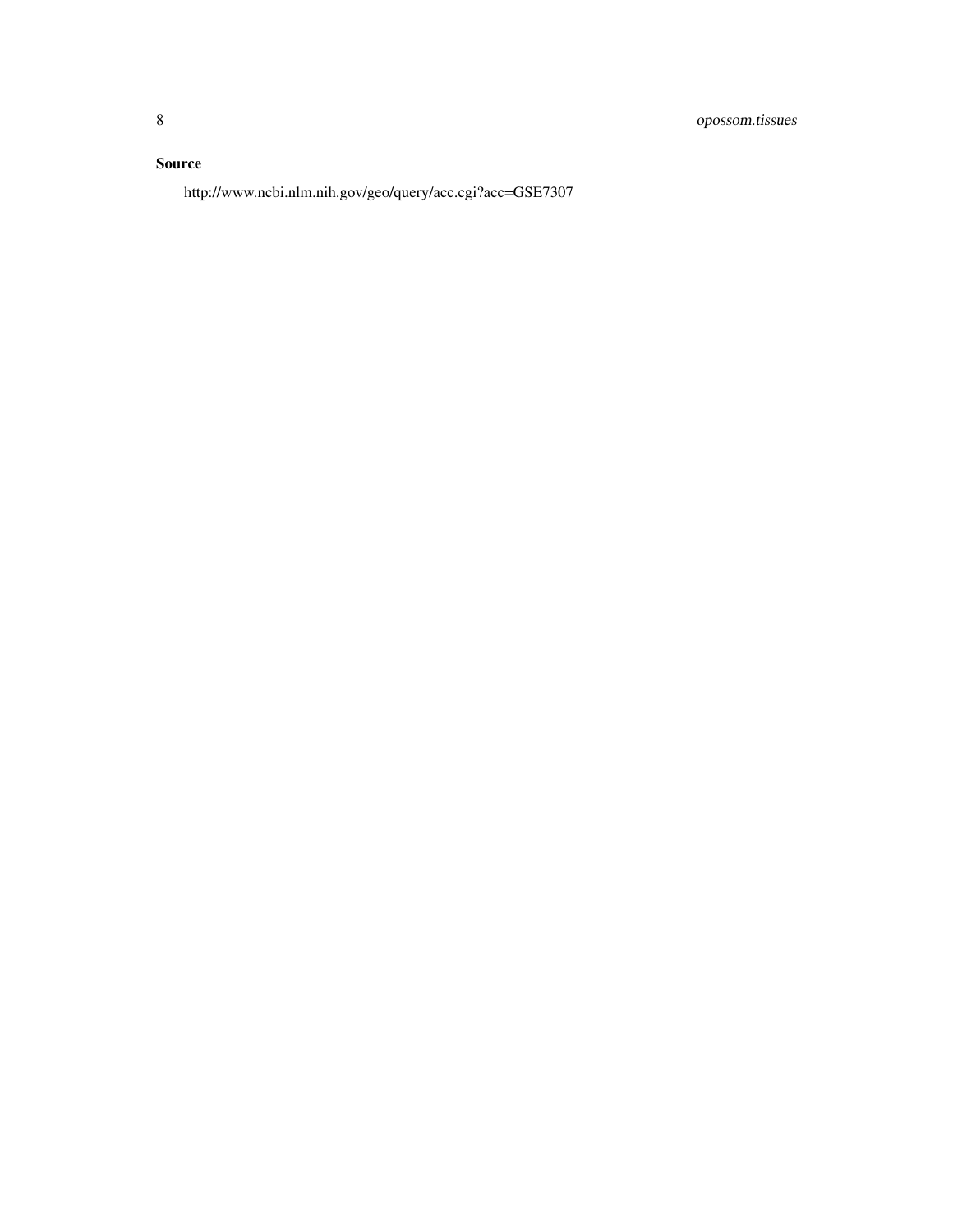### Source

http://www.ncbi.nlm.nih.gov/geo/query/acc.cgi?acc=GSE7307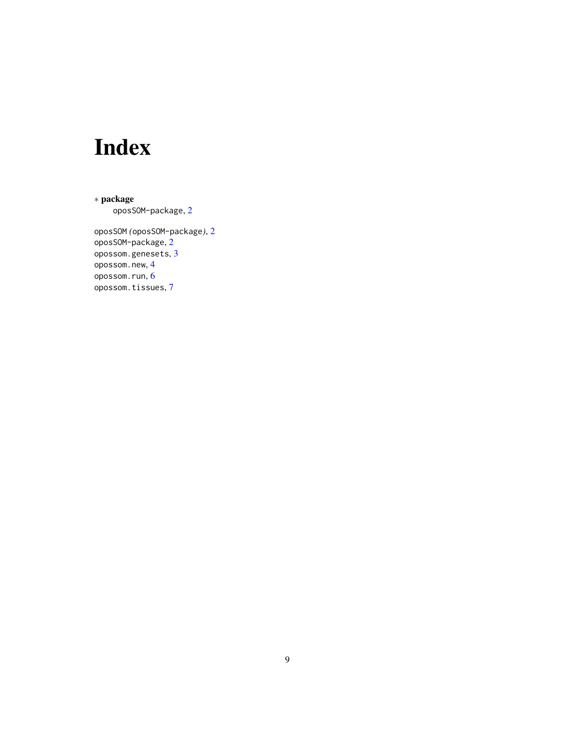# Index

∗ **package**
    oposSOM-package, 2

oposSOM (oposSOM-package), 2
oposSOM-package, 2
opossom.genesets, 3
opossom.new, 4
opossom.run, 6
opossom.tissues, 7